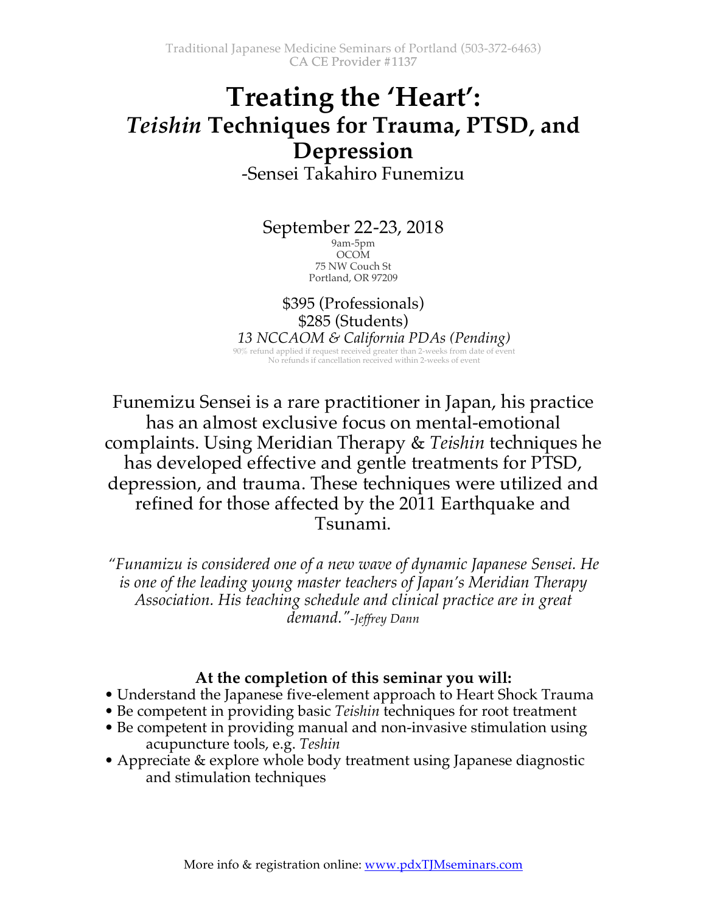Traditional Japanese Medicine Seminars of Portland (503-372-6463)
CA CE Provider #1137

# Treating the 'Heart': *Teishin* Techniques for Trauma, PTSD, and Depression

-Sensei Takahiro Funemizu

September 22-23, 2018

9am-5pm
OCOM
75 NW Couch St
Portland, OR 97209

$395 (Professionals)
$285 (Students)
*13 NCCAOM & California PDAs (Pending)*

90% refund applied if request received greater than 2-weeks from date of event
No refunds if cancellation received within 2-weeks of event

Funemizu Sensei is a rare practitioner in Japan, his practice has an almost exclusive focus on mental-emotional complaints. Using Meridian Therapy & *Teishin* techniques he has developed effective and gentle treatments for PTSD, depression, and trauma. These techniques were utilized and refined for those affected by the 2011 Earthquake and Tsunami.

*"Funamizu is considered one of a new wave of dynamic Japanese Sensei. He is one of the leading young master teachers of Japan's Meridian Therapy Association. His teaching schedule and clinical practice are in great demand."-Jeffrey Dann*

**At the completion of this seminar you will:**

- Understand the Japanese five-element approach to Heart Shock Trauma
- Be competent in providing basic *Teishin* techniques for root treatment
- Be competent in providing manual and non-invasive stimulation using acupuncture tools, e.g. *Teshin*
- Appreciate & explore whole body treatment using Japanese diagnostic and stimulation techniques

More info & registration online: www.pdxTJMseminars.com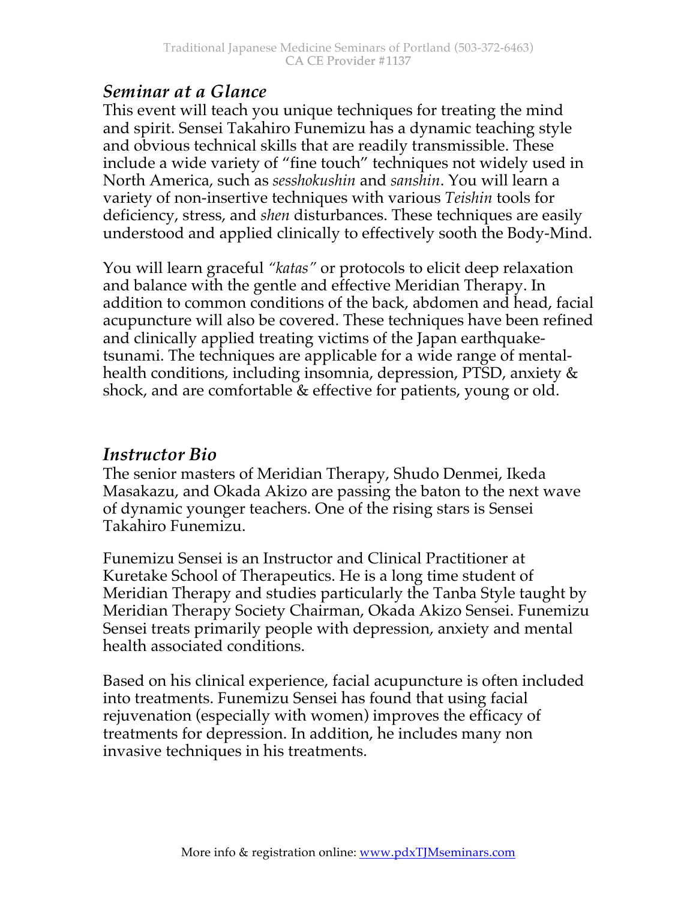## *Seminar at a Glance*

This event will teach you unique techniques for treating the mind and spirit. Sensei Takahiro Funemizu has a dynamic teaching style and obvious technical skills that are readily transmissible. These include a wide variety of "fine touch" techniques not widely used in North America, such as *sesshokushin* and *sanshin*. You will learn a variety of non-insertive techniques with various *Teishin* tools for deficiency, stress, and *shen* disturbances. These techniques are easily understood and applied clinically to effectively sooth the Body-Mind.

You will learn graceful *"katas"* or protocols to elicit deep relaxation and balance with the gentle and effective Meridian Therapy. In addition to common conditions of the back, abdomen and head, facial acupuncture will also be covered. These techniques have been refined and clinically applied treating victims of the Japan earthquake-tsunami. The techniques are applicable for a wide range of mental-health conditions, including insomnia, depression, PTSD, anxiety & shock, and are comfortable & effective for patients, young or old.

## *Instructor Bio*

The senior masters of Meridian Therapy, Shudo Denmei, Ikeda Masakazu, and Okada Akizo are passing the baton to the next wave of dynamic younger teachers. One of the rising stars is Sensei Takahiro Funemizu.

Funemizu Sensei is an Instructor and Clinical Practitioner at Kuretake School of Therapeutics. He is a long time student of Meridian Therapy and studies particularly the Tanba Style taught by Meridian Therapy Society Chairman, Okada Akizo Sensei. Funemizu Sensei treats primarily people with depression, anxiety and mental health associated conditions.

Based on his clinical experience, facial acupuncture is often included into treatments. Funemizu Sensei has found that using facial rejuvenation (especially with women) improves the efficacy of treatments for depression. In addition, he includes many non invasive techniques in his treatments.